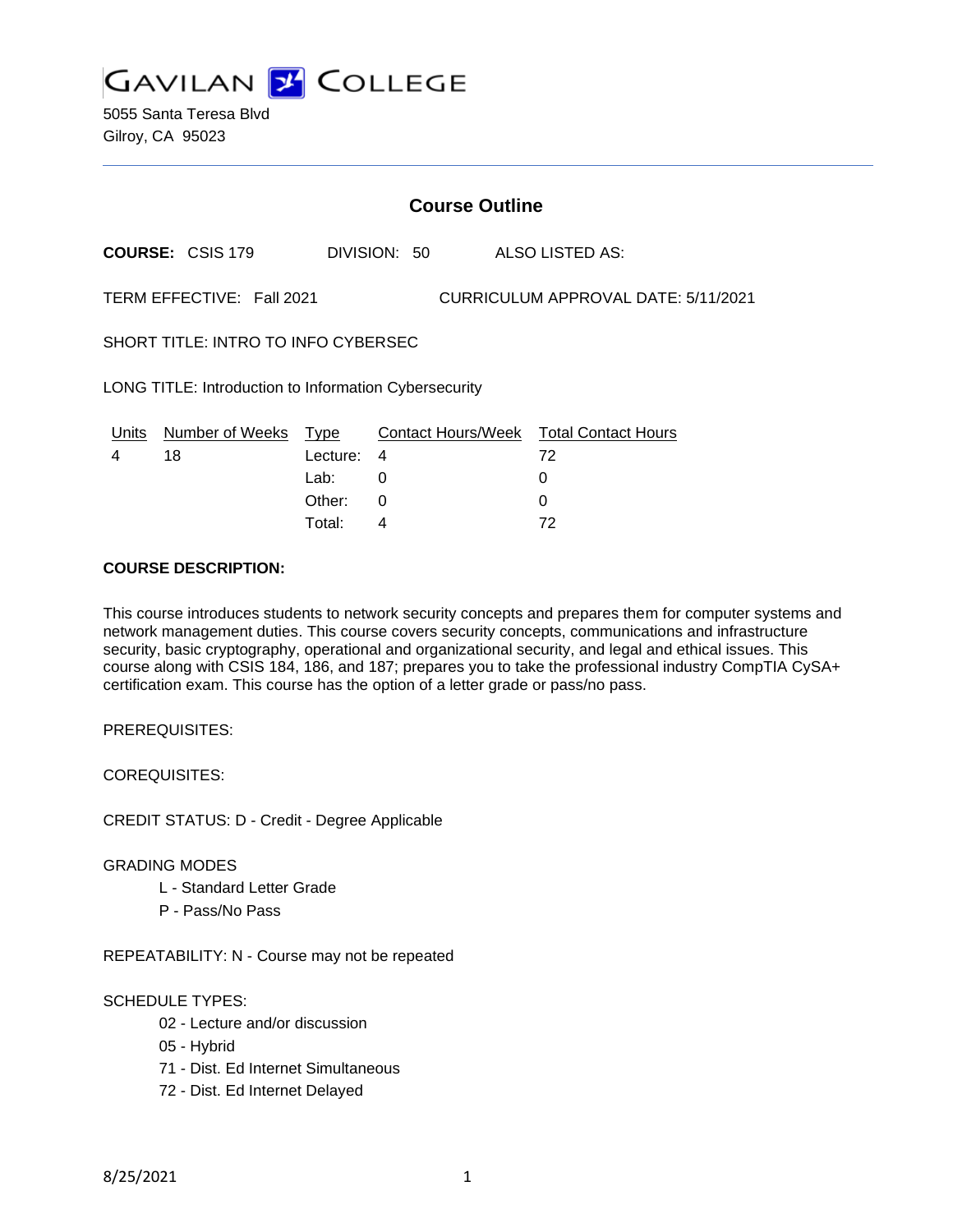# GAVILAN COLLEGE

5055 Santa Teresa Blvd
Gilroy, CA 95023

## Course Outline

**COURSE:** CSIS 179 DIVISION: 50 ALSO LISTED AS:

TERM EFFECTIVE: Fall 2021 CURRICULUM APPROVAL DATE: 5/11/2021

SHORT TITLE: INTRO TO INFO CYBERSEC

LONG TITLE: Introduction to Information Cybersecurity

| Units | Number of Weeks | Type | Contact Hours/Week | Total Contact Hours |
|---|---|---|---|---|
| 4 | 18 | Lecture: | 4 | 72 |
| | | Lab: | 0 | 0 |
| | | Other: | 0 | 0 |
| | | Total: | 4 | 72 |

**COURSE DESCRIPTION:**

This course introduces students to network security concepts and prepares them for computer systems and network management duties. This course covers security concepts, communications and infrastructure security, basic cryptography, operational and organizational security, and legal and ethical issues. This course along with CSIS 184, 186, and 187; prepares you to take the professional industry CompTIA CySA+ certification exam. This course has the option of a letter grade or pass/no pass.

PREREQUISITES:

COREQUISITES:

CREDIT STATUS: D - Credit - Degree Applicable

GRADING MODES

- L - Standard Letter Grade
- P - Pass/No Pass

REPEATABILITY: N - Course may not be repeated

SCHEDULE TYPES:

- 02 - Lecture and/or discussion
- 05 - Hybrid
- 71 - Dist. Ed Internet Simultaneous
- 72 - Dist. Ed Internet Delayed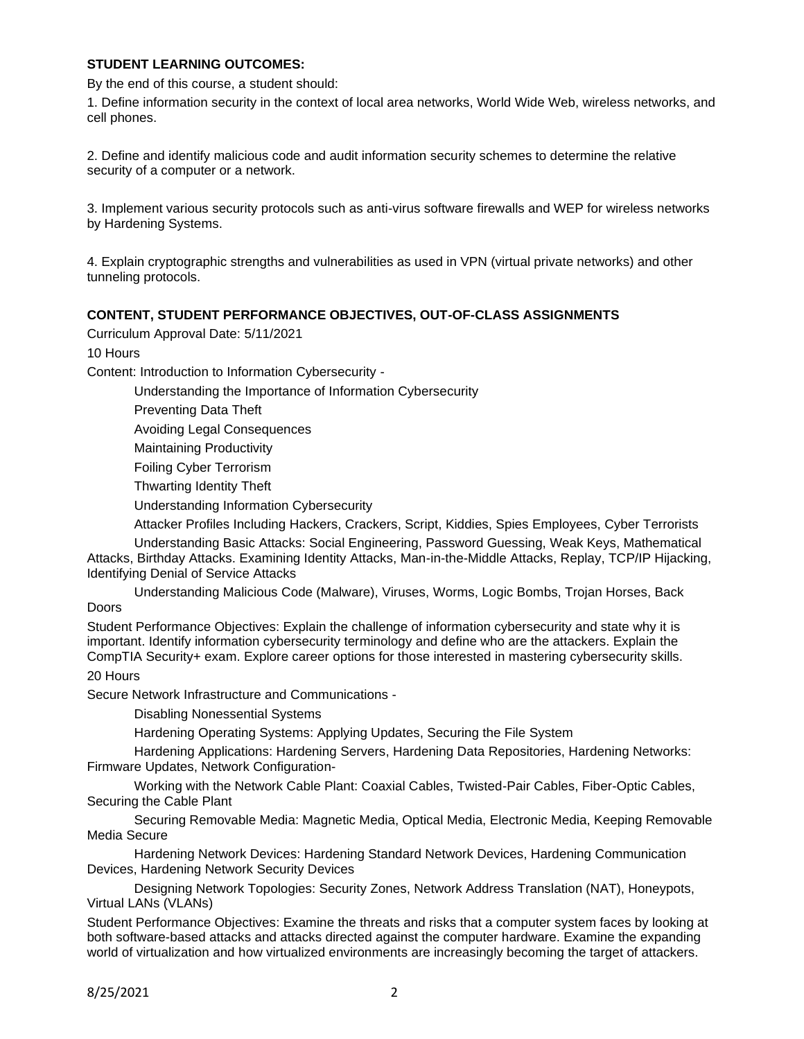**STUDENT LEARNING OUTCOMES:**

By the end of this course, a student should:

1. Define information security in the context of local area networks, World Wide Web, wireless networks, and cell phones.

2. Define and identify malicious code and audit information security schemes to determine the relative security of a computer or a network.

3. Implement various security protocols such as anti-virus software firewalls and WEP for wireless networks by Hardening Systems.

4. Explain cryptographic strengths and vulnerabilities as used in VPN (virtual private networks) and other tunneling protocols.

**CONTENT, STUDENT PERFORMANCE OBJECTIVES, OUT-OF-CLASS ASSIGNMENTS**

Curriculum Approval Date: 5/11/2021

10 Hours

Content: Introduction to Information Cybersecurity -

Understanding the Importance of Information Cybersecurity

Preventing Data Theft

Avoiding Legal Consequences

Maintaining Productivity

Foiling Cyber Terrorism

Thwarting Identity Theft

Understanding Information Cybersecurity

Attacker Profiles Including Hackers, Crackers, Script, Kiddies, Spies Employees, Cyber Terrorists

Understanding Basic Attacks: Social Engineering, Password Guessing, Weak Keys, Mathematical Attacks, Birthday Attacks. Examining Identity Attacks, Man-in-the-Middle Attacks, Replay, TCP/IP Hijacking, Identifying Denial of Service Attacks

Understanding Malicious Code (Malware), Viruses, Worms, Logic Bombs, Trojan Horses, Back Doors

Student Performance Objectives: Explain the challenge of information cybersecurity and state why it is important. Identify information cybersecurity terminology and define who are the attackers. Explain the CompTIA Security+ exam. Explore career options for those interested in mastering cybersecurity skills.

20 Hours

Secure Network Infrastructure and Communications -

Disabling Nonessential Systems

Hardening Operating Systems: Applying Updates, Securing the File System

Hardening Applications: Hardening Servers, Hardening Data Repositories, Hardening Networks: Firmware Updates, Network Configuration-

Working with the Network Cable Plant: Coaxial Cables, Twisted-Pair Cables, Fiber-Optic Cables, Securing the Cable Plant

Securing Removable Media: Magnetic Media, Optical Media, Electronic Media, Keeping Removable Media Secure

Hardening Network Devices: Hardening Standard Network Devices, Hardening Communication Devices, Hardening Network Security Devices

Designing Network Topologies: Security Zones, Network Address Translation (NAT), Honeypots, Virtual LANs (VLANs)

Student Performance Objectives: Examine the threats and risks that a computer system faces by looking at both software-based attacks and attacks directed against the computer hardware. Examine the expanding world of virtualization and how virtualized environments are increasingly becoming the target of attackers.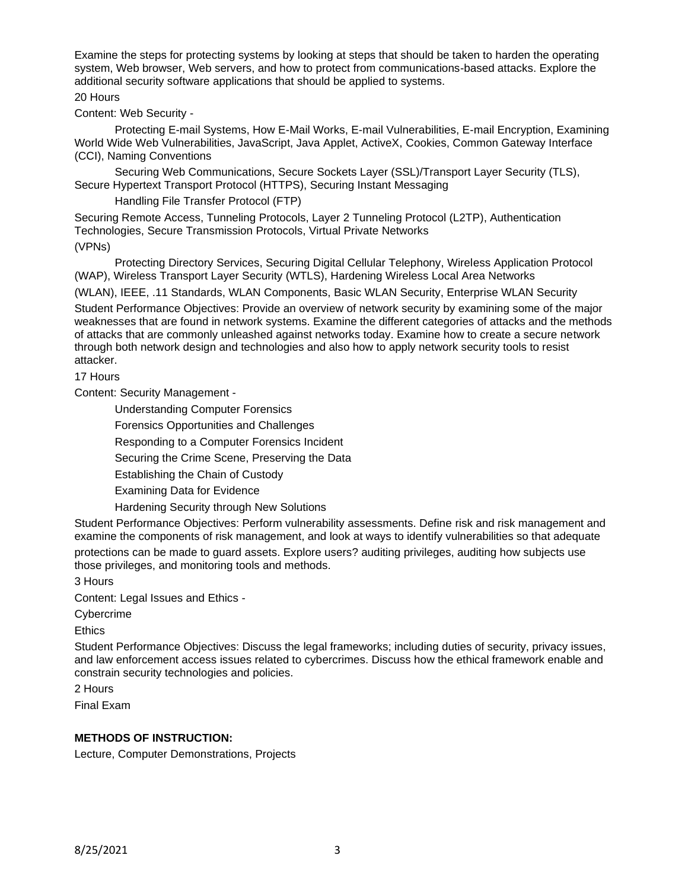Examine the steps for protecting systems by looking at steps that should be taken to harden the operating system, Web browser, Web servers, and how to protect from communications-based attacks. Explore the additional security software applications that should be applied to systems.

20 Hours

Content: Web Security -

Protecting E-mail Systems, How E-Mail Works, E-mail Vulnerabilities, E-mail Encryption, Examining World Wide Web Vulnerabilities, JavaScript, Java Applet, ActiveX, Cookies, Common Gateway Interface (CCI), Naming Conventions

Securing Web Communications, Secure Sockets Layer (SSL)/Transport Layer Security (TLS), Secure Hypertext Transport Protocol (HTTPS), Securing Instant Messaging

Handling File Transfer Protocol (FTP)

Securing Remote Access, Tunneling Protocols, Layer 2 Tunneling Protocol (L2TP), Authentication Technologies, Secure Transmission Protocols, Virtual Private Networks (VPNs)

Protecting Directory Services, Securing Digital Cellular Telephony, Wireless Application Protocol (WAP), Wireless Transport Layer Security (WTLS), Hardening Wireless Local Area Networks (WLAN), IEEE, .11 Standards, WLAN Components, Basic WLAN Security, Enterprise WLAN Security

Student Performance Objectives: Provide an overview of network security by examining some of the major weaknesses that are found in network systems. Examine the different categories of attacks and the methods of attacks that are commonly unleashed against networks today. Examine how to create a secure network through both network design and technologies and also how to apply network security tools to resist attacker.

17 Hours

Content: Security Management -

Understanding Computer Forensics

Forensics Opportunities and Challenges

Responding to a Computer Forensics Incident

Securing the Crime Scene, Preserving the Data

Establishing the Chain of Custody

Examining Data for Evidence

Hardening Security through New Solutions

Student Performance Objectives: Perform vulnerability assessments. Define risk and risk management and examine the components of risk management, and look at ways to identify vulnerabilities so that adequate protections can be made to guard assets. Explore users? auditing privileges, auditing how subjects use those privileges, and monitoring tools and methods.

3 Hours

Content: Legal Issues and Ethics -

Cybercrime

Ethics

Student Performance Objectives: Discuss the legal frameworks; including duties of security, privacy issues, and law enforcement access issues related to cybercrimes. Discuss how the ethical framework enable and constrain security technologies and policies.

2 Hours

Final Exam

**METHODS OF INSTRUCTION:**

Lecture, Computer Demonstrations, Projects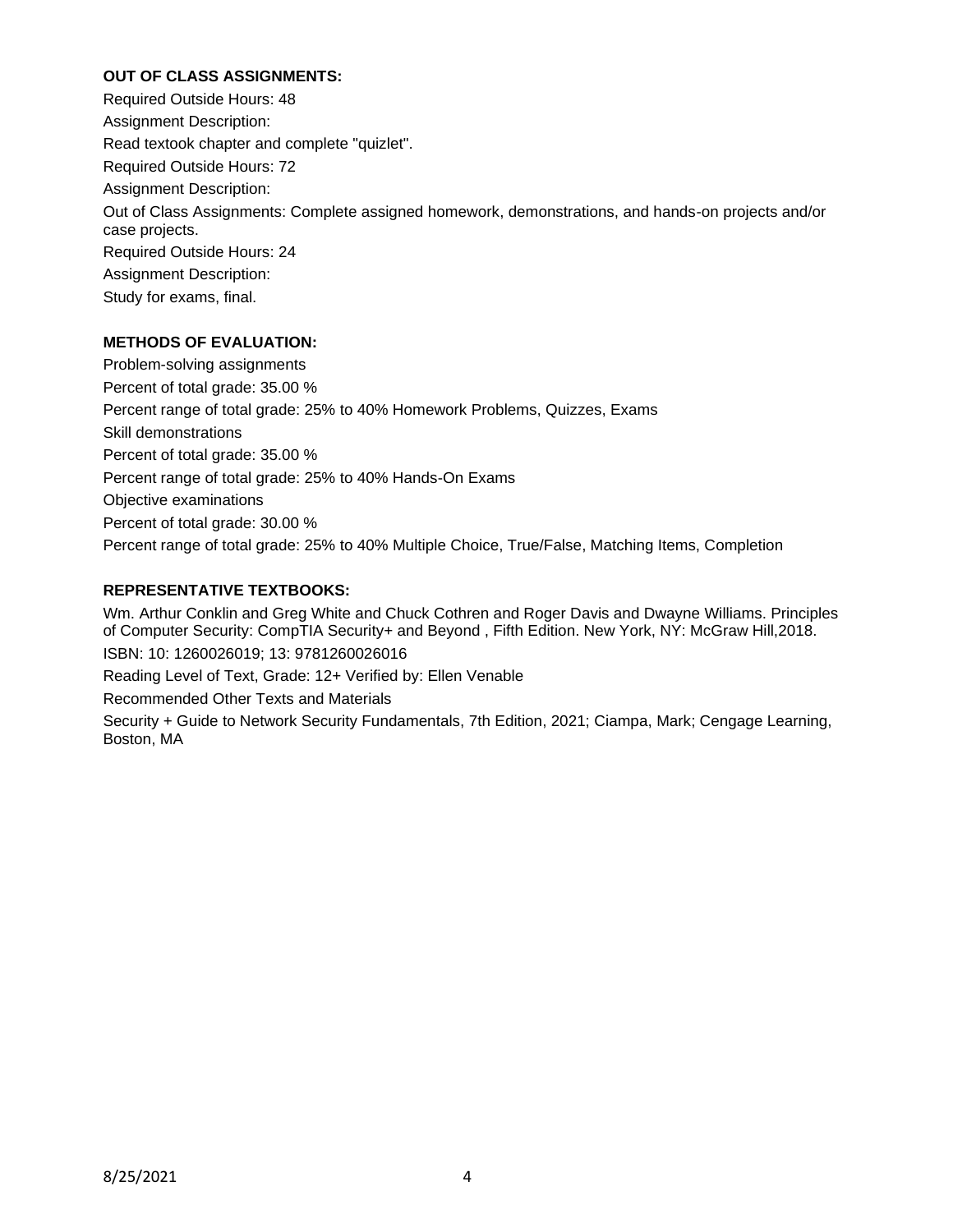**OUT OF CLASS ASSIGNMENTS:**

Required Outside Hours: 48

Assignment Description:

Read textook chapter and complete "quizlet".

Required Outside Hours: 72

Assignment Description:

Out of Class Assignments: Complete assigned homework, demonstrations, and hands-on projects and/or case projects.

Required Outside Hours: 24

Assignment Description:

Study for exams, final.

**METHODS OF EVALUATION:**

Problem-solving assignments

Percent of total grade: 35.00 %

Percent range of total grade: 25% to 40% Homework Problems, Quizzes, Exams

Skill demonstrations

Percent of total grade: 35.00 %

Percent range of total grade: 25% to 40% Hands-On Exams

Objective examinations

Percent of total grade: 30.00 %

Percent range of total grade: 25% to 40% Multiple Choice, True/False, Matching Items, Completion

**REPRESENTATIVE TEXTBOOKS:**

Wm. Arthur Conklin and Greg White and Chuck Cothren and Roger Davis and Dwayne Williams. Principles of Computer Security: CompTIA Security+ and Beyond , Fifth Edition. New York, NY: McGraw Hill,2018.

ISBN: 10: 1260026019; 13: 9781260026016

Reading Level of Text, Grade: 12+ Verified by: Ellen Venable

Recommended Other Texts and Materials

Security + Guide to Network Security Fundamentals, 7th Edition, 2021; Ciampa, Mark; Cengage Learning, Boston, MA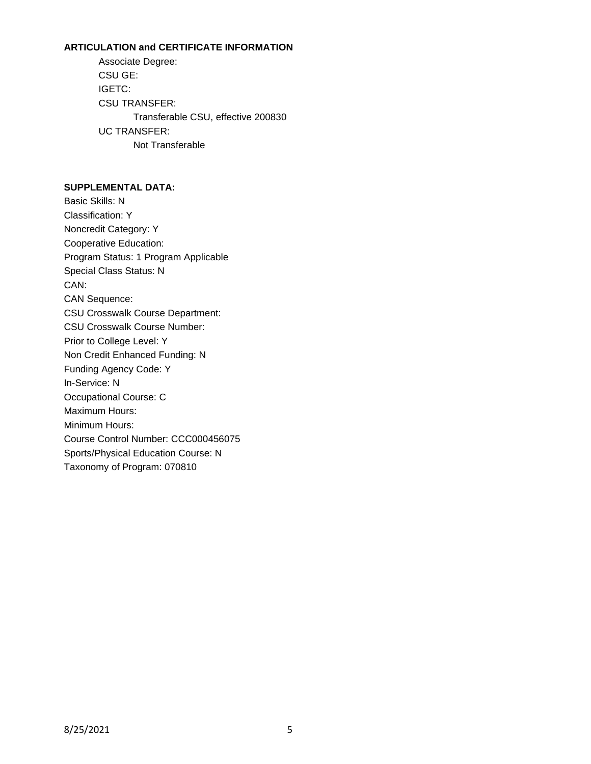**ARTICULATION and CERTIFICATE INFORMATION**

Associate Degree:

CSU GE:

IGETC:

CSU TRANSFER:

Transferable CSU, effective 200830

UC TRANSFER:

Not Transferable

**SUPPLEMENTAL DATA:**

Basic Skills: N

Classification: Y

Noncredit Category: Y

Cooperative Education:

Program Status: 1 Program Applicable

Special Class Status: N

CAN:

CAN Sequence:

CSU Crosswalk Course Department:

CSU Crosswalk Course Number:

Prior to College Level: Y

Non Credit Enhanced Funding: N

Funding Agency Code: Y

In-Service: N

Occupational Course: C

Maximum Hours:

Minimum Hours:

Course Control Number: CCC000456075

Sports/Physical Education Course: N

Taxonomy of Program: 070810

8/25/2021